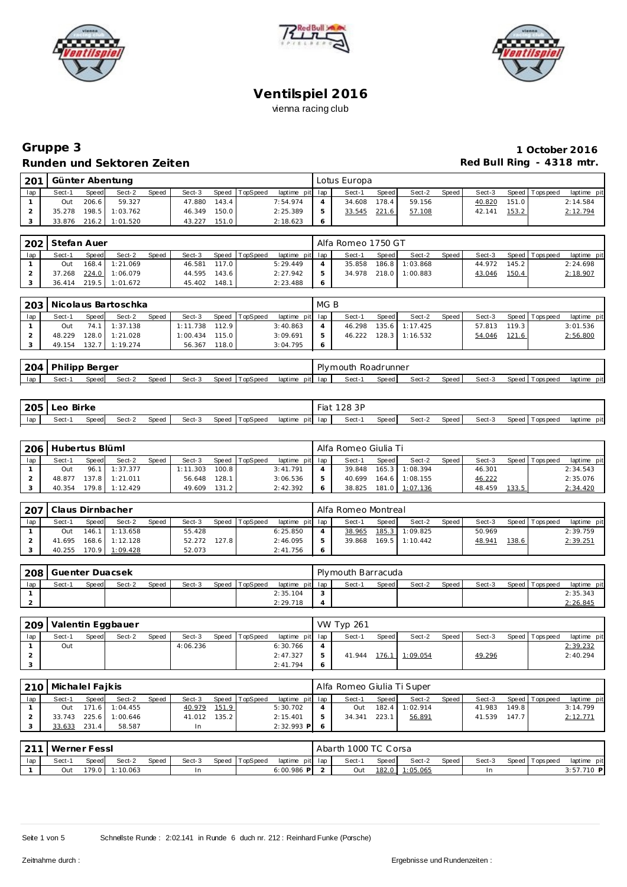# Ventilspiel 2016

vienna racing club

## Gruppe 3

**Runden und Sektoren Zeiten**

**1 October 2016**

**Red Bull Ring - 4318 mtr.**

### 201 Günter Abentung — Lotus Europa

| lap | Sect-1 | Speed | Sect-2 | Speed | Sect-3 | Speed | TopSpeed | laptime pit | lap | Sect-1 | Speed | Sect-2 | Speed | Sect-3 | Speed | Topspeed | laptime pit |
|---|---|---|---|---|---|---|---|---|---|---|---|---|---|---|---|---|---|
| 1 | Out | 206.6 | 59.327 | | 47.880 | 143.4 | | 7:54.974 | 4 | 34.608 | 178.4 | 59.156 | | 40.820 | 151.0 | | 2:14.584 |
| 2 | 35.278 | 198.5 | 1:03.762 | | 46.349 | 150.0 | | 2:25.389 | 5 | 33.545 | 221.6 | 57.108 | | 42.141 | 153.2 | | 2:12.794 |
| 3 | 33.876 | 216.2 | 1:01.520 | | 43.227 | 151.0 | | 2:18.623 | 6 | | | | | | | | |

### 202 Stefan Auer — Alfa Romeo 1750 GT

| lap | Sect-1 | Speed | Sect-2 | Speed | Sect-3 | Speed | TopSpeed | laptime pit | lap | Sect-1 | Speed | Sect-2 | Speed | Sect-3 | Speed | Topspeed | laptime pit |
|---|---|---|---|---|---|---|---|---|---|---|---|---|---|---|---|---|---|
| 1 | Out | 168.4 | 1:21.069 | | 46.581 | 117.0 | | 5:29.449 | 4 | 35.858 | 186.8 | 1:03.868 | | 44.972 | 145.2 | | 2:24.698 |
| 2 | 37.268 | 224.0 | 1:06.079 | | 44.595 | 143.6 | | 2:27.942 | 5 | 34.978 | 218.0 | 1:00.883 | | 43.046 | 150.4 | | 2:18.907 |
| 3 | 36.414 | 219.5 | 1:01.672 | | 45.402 | 148.1 | | 2:23.488 | 6 | | | | | | | | |

### 203 Nicolaus Bartoschka — MG B

| lap | Sect-1 | Speed | Sect-2 | Speed | Sect-3 | Speed | TopSpeed | laptime pit | lap | Sect-1 | Speed | Sect-2 | Speed | Sect-3 | Speed | Topspeed | laptime pit |
|---|---|---|---|---|---|---|---|---|---|---|---|---|---|---|---|---|---|
| 1 | Out | 74.1 | 1:37.138 | | 1:11.738 | 112.9 | | 3:40.863 | 4 | 46.298 | 135.6 | 1:17.425 | | 57.813 | 119.3 | | 3:01.536 |
| 2 | 48.229 | 128.0 | 1:21.028 | | 1:00.434 | 115.0 | | 3:09.691 | 5 | 46.222 | 128.3 | 1:16.532 | | 54.046 | 121.6 | | 2:56.800 |
| 3 | 49.154 | 132.7 | 1:19.274 | | 56.367 | 118.0 | | 3:04.795 | 6 | | | | | | | | |

### 204 Philipp Berger — Plymouth Roadrunner

| lap | Sect-1 | Speed | Sect-2 | Speed | Sect-3 | Speed | TopSpeed | laptime pit | lap | Sect-1 | Speed | Sect-2 | Speed | Sect-3 | Speed | Topspeed | laptime pit |
|---|---|---|---|---|---|---|---|---|---|---|---|---|---|---|---|---|---|

### 205 Leo Birke — Fiat 128 3P

| lap | Sect-1 | Speed | Sect-2 | Speed | Sect-3 | Speed | TopSpeed | laptime pit | lap | Sect-1 | Speed | Sect-2 | Speed | Sect-3 | Speed | Topspeed | laptime pit |
|---|---|---|---|---|---|---|---|---|---|---|---|---|---|---|---|---|---|

### 206 Hubertus Blüml — Alfa Romeo Giulia Ti

| lap | Sect-1 | Speed | Sect-2 | Speed | Sect-3 | Speed | TopSpeed | laptime pit | lap | Sect-1 | Speed | Sect-2 | Speed | Sect-3 | Speed | Topspeed | laptime pit |
|---|---|---|---|---|---|---|---|---|---|---|---|---|---|---|---|---|---|
| 1 | Out | 96.1 | 1:37.377 | | 1:11.303 | 100.8 | | 3:41.791 | 4 | 39.848 | 165.3 | 1:08.394 | | 46.301 | | | 2:34.543 |
| 2 | 48.877 | 137.8 | 1:21.011 | | 56.648 | 128.1 | | 3:06.536 | 5 | 40.699 | 164.6 | 1:08.155 | | 46.222 | | | 2:35.076 |
| 3 | 40.354 | 179.8 | 1:12.429 | | 49.609 | 131.2 | | 2:42.392 | 6 | 38.825 | 181.0 | 1:07.136 | | 48.459 | 133.5 | | 2:34.420 |

### 207 Claus Dirnbacher — Alfa Romeo Montreal

| lap | Sect-1 | Speed | Sect-2 | Speed | Sect-3 | Speed | TopSpeed | laptime pit | lap | Sect-1 | Speed | Sect-2 | Speed | Sect-3 | Speed | Topspeed | laptime pit |
|---|---|---|---|---|---|---|---|---|---|---|---|---|---|---|---|---|---|
| 1 | Out | 146.1 | 1:13.658 | | 55.428 | | | 6:25.850 | 4 | 38.965 | 185.3 | 1:09.825 | | 50.969 | | | 2:39.759 |
| 2 | 41.695 | 168.6 | 1:12.128 | | 52.272 | 127.8 | | 2:46.095 | 5 | 39.868 | 169.5 | 1:10.442 | | 48.941 | 138.6 | | 2:39.251 |
| 3 | 40.255 | 170.9 | 1:09.428 | | 52.073 | | | 2:41.756 | 6 | | | | | | | | |

### 208 Guenter Duacsek — Plymouth Barracuda

| lap | Sect-1 | Speed | Sect-2 | Speed | Sect-3 | Speed | TopSpeed | laptime pit | lap | Sect-1 | Speed | Sect-2 | Speed | Sect-3 | Speed | Topspeed | laptime pit |
|---|---|---|---|---|---|---|---|---|---|---|---|---|---|---|---|---|---|
| 1 | | | | | | | | 2:35.104 | 3 | | | | | | | | 2:35.343 |
| 2 | | | | | | | | 2:29.718 | 4 | | | | | | | | 2:26.845 |

### 209 Valentin Eggbauer — VW Typ 261

| lap | Sect-1 | Speed | Sect-2 | Speed | Sect-3 | Speed | TopSpeed | laptime pit | lap | Sect-1 | Speed | Sect-2 | Speed | Sect-3 | Speed | Topspeed | laptime pit |
|---|---|---|---|---|---|---|---|---|---|---|---|---|---|---|---|---|---|
| 1 | Out | | | | 4:06.236 | | | 6:30.766 | 4 | | | | | | | | 2:39.232 |
| 2 | | | | | | | | 2:47.327 | 5 | 41.944 | 176.1 | 1:09.054 | | 49.296 | | | 2:40.294 |
| 3 | | | | | | | | 2:41.794 | 6 | | | | | | | | |

### 210 Michalel Fajkis — Alfa Romeo Giulia Ti Super

| lap | Sect-1 | Speed | Sect-2 | Speed | Sect-3 | Speed | TopSpeed | laptime pit | lap | Sect-1 | Speed | Sect-2 | Speed | Sect-3 | Speed | Topspeed | laptime pit |
|---|---|---|---|---|---|---|---|---|---|---|---|---|---|---|---|---|---|
| 1 | Out | 171.6 | 1:04.455 | | 40.979 | 151.9 | | 5:30.702 | 4 | Out | 182.4 | 1:02.914 | | 41.983 | 149.8 | | 3:14.799 |
| 2 | 33.743 | 225.6 | 1:00.646 | | 41.012 | 135.2 | | 2:15.401 | 5 | 34.341 | 223.1 | 56.891 | | 41.539 | 147.7 | | 2:12.771 |
| 3 | 33.633 | 231.4 | 58.587 | | In | | | 2:32.993 P | 6 | | | | | | | | |

### 211 Werner Fessl — Abarth 1000 TC Corsa

| lap | Sect-1 | Speed | Sect-2 | Speed | Sect-3 | Speed | TopSpeed | laptime pit | lap | Sect-1 | Speed | Sect-2 | Speed | Sect-3 | Speed | Topspeed | laptime pit |
|---|---|---|---|---|---|---|---|---|---|---|---|---|---|---|---|---|---|
| 1 | Out | 179.0 | 1:10.063 | | In | | | 6:00.986 P | 2 | Out | 182.0 | 1:05.065 | | In | | | 3:57.710 P |

Schnellste Runde : 2:02.141 in Runde 6 duch nr. 212 : Reinhard Funke (Porsche)

Zeitnahme durch :

Ergebnisse und Rundenzeiten :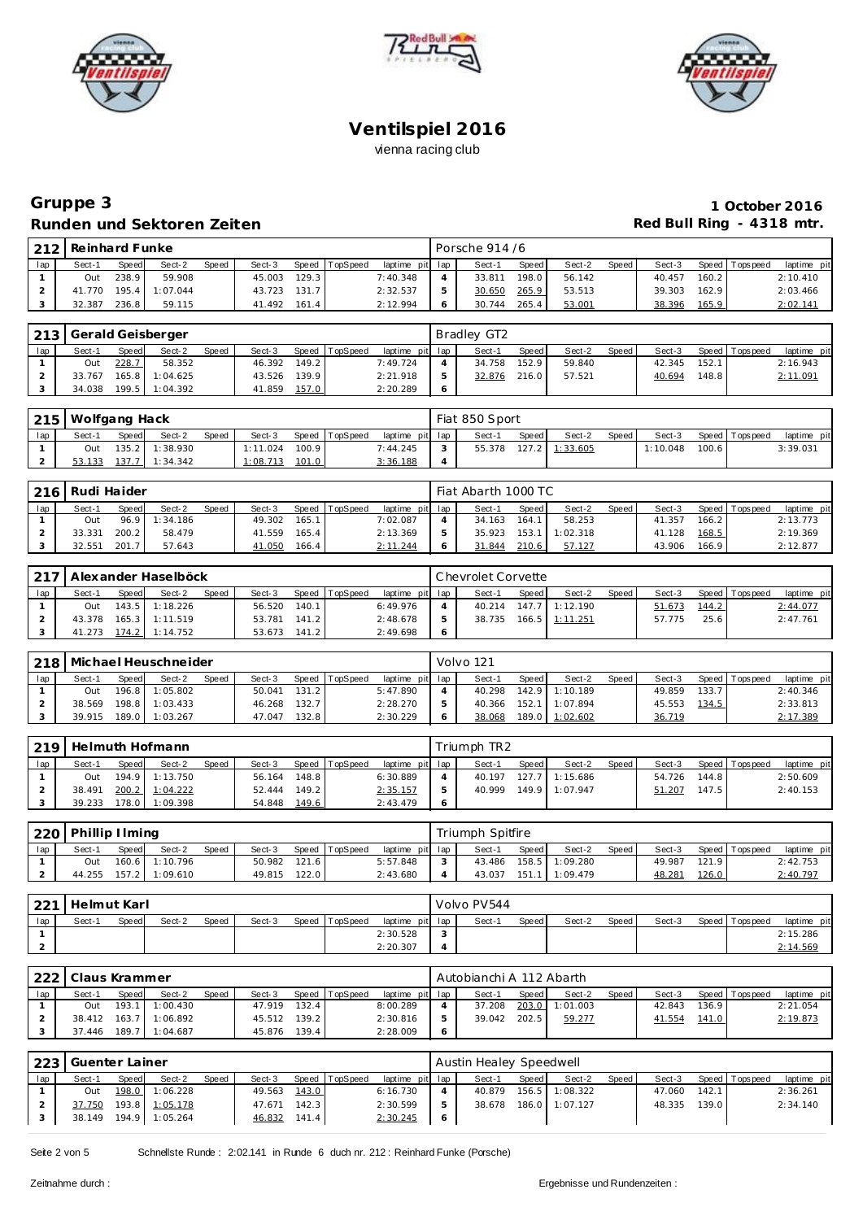# Ventilspiel 2016

vienna racing club

## Gruppe 3

**Runden und Sektoren Zeiten**

**1 October 2016**

**Red Bull Ring - 4318 mtr.**

| 212 | Reinhard Funke | | | | | | | | Porsche 914 /6 | | | | | | | | |
|---|---|---|---|---|---|---|---|---|---|---|---|---|---|---|---|---|---|
| lap | Sect-1 | Speed | Sect-2 | Speed | Sect-3 | Speed | TopSpeed | laptime pit | lap | Sect-1 | Speed | Sect-2 | Speed | Sect-3 | Speed | Topspeed | laptime pit |
| 1 | Out | 238.9 | 59.908 | | 45.003 | 129.3 | | 7:40.348 | 4 | 33.811 | 198.0 | 56.142 | | 40.457 | 160.2 | | 2:10.410 |
| 2 | 41.770 | 195.4 | 1:07.044 | | 43.723 | 131.7 | | 2:32.537 | 5 | 30.650 | 265.9 | 53.513 | | 39.303 | 162.9 | | 2:03.466 |
| 3 | 32.387 | 236.8 | 59.115 | | 41.492 | 161.4 | | 2:12.994 | 6 | 30.744 | 265.4 | 53.001 | | 38.396 | 165.9 | | 2:02.141 |

| 213 | Gerald Geisberger | | | | | | | | Bradley GT2 | | | | | | | | |
|---|---|---|---|---|---|---|---|---|---|---|---|---|---|---|---|---|---|
| lap | Sect-1 | Speed | Sect-2 | Speed | Sect-3 | Speed | TopSpeed | laptime pit | lap | Sect-1 | Speed | Sect-2 | Speed | Sect-3 | Speed | Topspeed | laptime pit |
| 1 | Out | 228.7 | 58.352 | | 46.392 | 149.2 | | 7:49.724 | 4 | 34.758 | 152.9 | 59.840 | | 42.345 | 152.1 | | 2:16.943 |
| 2 | 33.767 | 165.8 | 1:04.625 | | 43.526 | 139.9 | | 2:21.918 | 5 | 32.876 | 216.0 | 57.521 | | 40.694 | 148.8 | | 2:11.091 |
| 3 | 34.038 | 199.5 | 1:04.392 | | 41.859 | 157.0 | | 2:20.289 | 6 | | | | | | | | |

| 215 | Wolfgang Hack | | | | | | | | Fiat 850 Sport | | | | | | | | |
|---|---|---|---|---|---|---|---|---|---|---|---|---|---|---|---|---|---|
| lap | Sect-1 | Speed | Sect-2 | Speed | Sect-3 | Speed | TopSpeed | laptime pit | lap | Sect-1 | Speed | Sect-2 | Speed | Sect-3 | Speed | Topspeed | laptime pit |
| 1 | Out | 135.2 | 1:38.930 | | 1:11.024 | 100.9 | | 7:44.245 | 3 | 55.378 | 127.2 | 1:33.605 | | 1:10.048 | 100.6 | | 3:39.031 |
| 2 | 53.133 | 137.7 | 1:34.342 | | 1:08.713 | 101.0 | | 3:36.188 | 4 | | | | | | | | |

| 216 | Rudi Haider | | | | | | | | Fiat Abarth 1000 TC | | | | | | | | |
|---|---|---|---|---|---|---|---|---|---|---|---|---|---|---|---|---|---|
| lap | Sect-1 | Speed | Sect-2 | Speed | Sect-3 | Speed | TopSpeed | laptime pit | lap | Sect-1 | Speed | Sect-2 | Speed | Sect-3 | Speed | Topspeed | laptime pit |
| 1 | Out | 96.9 | 1:34.186 | | 49.302 | 165.1 | | 7:02.087 | 4 | 34.163 | 164.1 | 58.253 | | 41.357 | 166.2 | | 2:13.773 |
| 2 | 33.331 | 200.2 | 58.479 | | 41.559 | 165.4 | | 2:13.369 | 5 | 35.923 | 153.1 | 1:02.318 | | 41.128 | 168.5 | | 2:19.369 |
| 3 | 32.551 | 201.7 | 57.643 | | 41.050 | 166.4 | | 2:11.244 | 6 | 31.844 | 210.6 | 57.127 | | 43.906 | 166.9 | | 2:12.877 |

| 217 | Alexander Haselböck | | | | | | | | Chevrolet Corvette | | | | | | | | |
|---|---|---|---|---|---|---|---|---|---|---|---|---|---|---|---|---|---|
| lap | Sect-1 | Speed | Sect-2 | Speed | Sect-3 | Speed | TopSpeed | laptime pit | lap | Sect-1 | Speed | Sect-2 | Speed | Sect-3 | Speed | Topspeed | laptime pit |
| 1 | Out | 143.5 | 1:18.226 | | 56.520 | 140.1 | | 6:49.976 | 4 | 40.214 | 147.7 | 1:12.190 | | 51.673 | 144.2 | | 2:44.077 |
| 2 | 43.378 | 165.3 | 1:11.519 | | 53.781 | 141.2 | | 2:48.678 | 5 | 38.735 | 166.5 | 1:11.251 | | 57.775 | 25.6 | | 2:47.761 |
| 3 | 41.273 | 174.2 | 1:14.752 | | 53.673 | 141.2 | | 2:49.698 | 6 | | | | | | | | |

| 218 | Michael Heuschneider | | | | | | | | Volvo 121 | | | | | | | | |
|---|---|---|---|---|---|---|---|---|---|---|---|---|---|---|---|---|---|
| lap | Sect-1 | Speed | Sect-2 | Speed | Sect-3 | Speed | TopSpeed | laptime pit | lap | Sect-1 | Speed | Sect-2 | Speed | Sect-3 | Speed | Topspeed | laptime pit |
| 1 | Out | 196.8 | 1:05.802 | | 50.041 | 131.2 | | 5:47.890 | 4 | 40.298 | 142.9 | 1:10.189 | | 49.859 | 133.7 | | 2:40.346 |
| 2 | 38.569 | 198.8 | 1:03.433 | | 46.268 | 132.7 | | 2:28.270 | 5 | 40.366 | 152.1 | 1:07.894 | | 45.553 | 134.5 | | 2:33.813 |
| 3 | 39.915 | 189.0 | 1:03.267 | | 47.047 | 132.8 | | 2:30.229 | 6 | 38.068 | 189.0 | 1:02.602 | | 36.719 | | | 2:17.389 |

| 219 | Helmuth Hofmann | | | | | | | | Triumph TR2 | | | | | | | | |
|---|---|---|---|---|---|---|---|---|---|---|---|---|---|---|---|---|---|
| lap | Sect-1 | Speed | Sect-2 | Speed | Sect-3 | Speed | TopSpeed | laptime pit | lap | Sect-1 | Speed | Sect-2 | Speed | Sect-3 | Speed | Topspeed | laptime pit |
| 1 | Out | 194.9 | 1:13.750 | | 56.164 | 148.8 | | 6:30.889 | 4 | 40.197 | 127.7 | 1:15.686 | | 54.726 | 144.8 | | 2:50.609 |
| 2 | 38.491 | 200.2 | 1:04.222 | | 52.444 | 149.2 | | 2:35.157 | 5 | 40.999 | 149.9 | 1:07.947 | | 51.207 | 147.5 | | 2:40.153 |
| 3 | 39.233 | 178.0 | 1:09.398 | | 54.848 | 149.6 | | 2:43.479 | 6 | | | | | | | | |

| 220 | Phillip Ilming | | | | | | | | Triumph Spitfire | | | | | | | | |
|---|---|---|---|---|---|---|---|---|---|---|---|---|---|---|---|---|---|
| lap | Sect-1 | Speed | Sect-2 | Speed | Sect-3 | Speed | TopSpeed | laptime pit | lap | Sect-1 | Speed | Sect-2 | Speed | Sect-3 | Speed | Topspeed | laptime pit |
| 1 | Out | 160.6 | 1:10.796 | | 50.982 | 121.6 | | 5:57.848 | 3 | 43.486 | 158.5 | 1:09.280 | | 49.987 | 121.9 | | 2:42.753 |
| 2 | 44.255 | 157.2 | 1:09.610 | | 49.815 | 122.0 | | 2:43.680 | 4 | 43.037 | 151.1 | 1:09.479 | | 48.281 | 126.0 | | 2:40.797 |

| 221 | Helmut Karl | | | | | | | | Volvo PV544 | | | | | | | | |
|---|---|---|---|---|---|---|---|---|---|---|---|---|---|---|---|---|---|
| lap | Sect-1 | Speed | Sect-2 | Speed | Sect-3 | Speed | TopSpeed | laptime pit | lap | Sect-1 | Speed | Sect-2 | Speed | Sect-3 | Speed | Topspeed | laptime pit |
| 1 | | | | | | | | 2:30.528 | 3 | | | | | | | | 2:15.286 |
| 2 | | | | | | | | 2:20.307 | 4 | | | | | | | | 2:14.569 |

| 222 | Claus Krammer | | | | | | | | Autobianchi A 112 Abarth | | | | | | | | |
|---|---|---|---|---|---|---|---|---|---|---|---|---|---|---|---|---|---|
| lap | Sect-1 | Speed | Sect-2 | Speed | Sect-3 | Speed | TopSpeed | laptime pit | lap | Sect-1 | Speed | Sect-2 | Speed | Sect-3 | Speed | Topspeed | laptime pit |
| 1 | Out | 193.1 | 1:00.430 | | 47.919 | 132.4 | | 8:00.289 | 4 | 37.208 | 203.0 | 1:01.003 | | 42.843 | 136.9 | | 2:21.054 |
| 2 | 38.412 | 163.7 | 1:06.892 | | 45.512 | 139.2 | | 2:30.816 | 5 | 39.042 | 202.5 | 59.277 | | 41.554 | 141.0 | | 2:19.873 |
| 3 | 37.446 | 189.7 | 1:04.687 | | 45.876 | 139.4 | | 2:28.009 | 6 | | | | | | | | |

| 223 | Guenter Lainer | | | | | | | | Austin Healey Speedwell | | | | | | | | |
|---|---|---|---|---|---|---|---|---|---|---|---|---|---|---|---|---|---|
| lap | Sect-1 | Speed | Sect-2 | Speed | Sect-3 | Speed | TopSpeed | laptime pit | lap | Sect-1 | Speed | Sect-2 | Speed | Sect-3 | Speed | Topspeed | laptime pit |
| 1 | Out | 198.0 | 1:06.228 | | 49.563 | 143.0 | | 6:16.730 | 4 | 40.879 | 156.5 | 1:08.322 | | 47.060 | 142.1 | | 2:36.261 |
| 2 | 37.750 | 193.8 | 1:05.178 | | 47.671 | 142.3 | | 2:30.599 | 5 | 38.678 | 186.0 | 1:07.127 | | 48.335 | 139.0 | | 2:34.140 |
| 3 | 38.149 | 194.9 | 1:05.264 | | 46.832 | 141.4 | | 2:30.245 | 6 | | | | | | | | |

Schnellste Runde : 2:02.141 in Runde 6 duch nr. 212 : Reinhard Funke (Porsche)

Zeitnahme durch :

Ergebnisse und Rundenzeiten :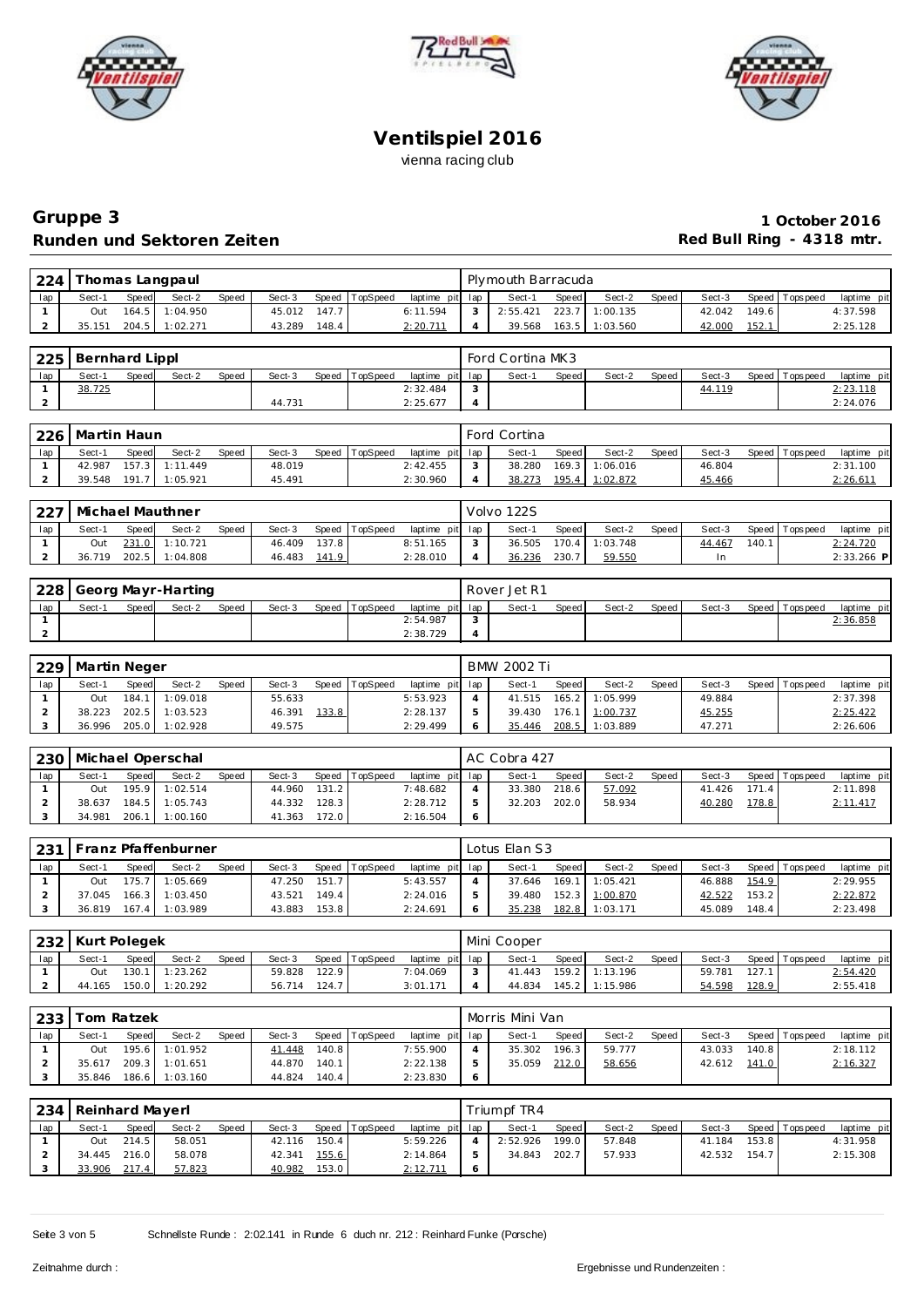# Ventilspiel 2016

vienna racing club

## Gruppe 3

**Runden und Sektoren Zeiten**

**1 October 2016**

**Red Bull Ring - 4318 mtr.**

| 224 | Thomas Langpaul | | | | | | | | Plymouth Barracuda | | | | | | | | |
|---|---|---|---|---|---|---|---|---|---|---|---|---|---|---|---|---|---|
| lap | Sect-1 | Speed | Sect-2 | Speed | Sect-3 | Speed | TopSpeed | laptime pit | lap | Sect-1 | Speed | Sect-2 | Speed | Sect-3 | Speed | Topspeed | laptime pit |
| 1 | Out | 164.5 | 1:04.950 | | 45.012 | 147.7 | | 6:11.594 | 3 | 2:55.421 | 223.7 | 1:00.135 | | 42.042 | 149.6 | | 4:37.598 |
| 2 | 35.151 | 204.5 | 1:02.271 | | 43.289 | 148.4 | | 2:20.711 | 4 | 39.568 | 163.5 | 1:03.560 | | 42.000 | 152.1 | | 2:25.128 |

| 225 | Bernhard Lippl | | | | | | | | Ford Cortina MK3 | | | | | | | | |
|---|---|---|---|---|---|---|---|---|---|---|---|---|---|---|---|---|---|
| lap | Sect-1 | Speed | Sect-2 | Speed | Sect-3 | Speed | TopSpeed | laptime pit | lap | Sect-1 | Speed | Sect-2 | Speed | Sect-3 | Speed | Topspeed | laptime pit |
| 1 | 38.725 | | | | | | | 2:32.484 | 3 | | | | | 44.119 | | | 2:23.118 |
| 2 | | | | | 44.731 | | | 2:25.677 | 4 | | | | | | | | 2:24.076 |

| 226 | Martin Haun | | | | | | | | Ford Cortina | | | | | | | | |
|---|---|---|---|---|---|---|---|---|---|---|---|---|---|---|---|---|---|
| lap | Sect-1 | Speed | Sect-2 | Speed | Sect-3 | Speed | TopSpeed | laptime pit | lap | Sect-1 | Speed | Sect-2 | Speed | Sect-3 | Speed | Topspeed | laptime pit |
| 1 | 42.987 | 157.3 | 1:11.449 | | 48.019 | | | 2:42.455 | 3 | 38.280 | 169.3 | 1:06.016 | | 46.804 | | | 2:31.100 |
| 2 | 39.548 | 191.7 | 1:05.921 | | 45.491 | | | 2:30.960 | 4 | 38.273 | 195.4 | 1:02.872 | | 45.466 | | | 2:26.611 |

| 227 | Michael Mauthner | | | | | | | | Volvo 122S | | | | | | | | |
|---|---|---|---|---|---|---|---|---|---|---|---|---|---|---|---|---|---|
| lap | Sect-1 | Speed | Sect-2 | Speed | Sect-3 | Speed | TopSpeed | laptime pit | lap | Sect-1 | Speed | Sect-2 | Speed | Sect-3 | Speed | Topspeed | laptime pit |
| 1 | Out | 231.0 | 1:10.721 | | 46.409 | 137.8 | | 8:51.165 | 3 | 36.505 | 170.4 | 1:03.748 | | 44.467 | 140.1 | | 2:24.720 |
| 2 | 36.719 | 202.5 | 1:04.808 | | 46.483 | 141.9 | | 2:28.010 | 4 | 36.236 | 230.7 | 59.550 | | In | | | 2:33.266 P |

| 228 | Georg Mayr-Harting | | | | | | | | Rover Jet R1 | | | | | | | | |
|---|---|---|---|---|---|---|---|---|---|---|---|---|---|---|---|---|---|
| lap | Sect-1 | Speed | Sect-2 | Speed | Sect-3 | Speed | TopSpeed | laptime pit | lap | Sect-1 | Speed | Sect-2 | Speed | Sect-3 | Speed | Topspeed | laptime pit |
| 1 | | | | | | | | 2:54.987 | 3 | | | | | | | | 2:36.858 |
| 2 | | | | | | | | 2:38.729 | 4 | | | | | | | | |

| 229 | Martin Neger | | | | | | | | BMW 2002 Ti | | | | | | | | |
|---|---|---|---|---|---|---|---|---|---|---|---|---|---|---|---|---|---|
| lap | Sect-1 | Speed | Sect-2 | Speed | Sect-3 | Speed | TopSpeed | laptime pit | lap | Sect-1 | Speed | Sect-2 | Speed | Sect-3 | Speed | Topspeed | laptime pit |
| 1 | Out | 184.1 | 1:09.018 | | 55.633 | | | 5:53.923 | 4 | 41.515 | 165.2 | 1:05.999 | | 49.884 | | | 2:37.398 |
| 2 | 38.223 | 202.5 | 1:03.523 | | 46.391 | 133.8 | | 2:28.137 | 5 | 39.430 | 176.1 | 1:00.737 | | 45.255 | | | 2:25.422 |
| 3 | 36.996 | 205.0 | 1:02.928 | | 49.575 | | | 2:29.499 | 6 | 35.446 | 208.5 | 1:03.889 | | 47.271 | | | 2:26.606 |

| 230 | Michael Operschal | | | | | | | | AC Cobra 427 | | | | | | | | |
|---|---|---|---|---|---|---|---|---|---|---|---|---|---|---|---|---|---|
| lap | Sect-1 | Speed | Sect-2 | Speed | Sect-3 | Speed | TopSpeed | laptime pit | lap | Sect-1 | Speed | Sect-2 | Speed | Sect-3 | Speed | Topspeed | laptime pit |
| 1 | Out | 195.9 | 1:02.514 | | 44.960 | 131.2 | | 7:48.682 | 4 | 33.380 | 218.6 | 57.092 | | 41.426 | 171.4 | | 2:11.898 |
| 2 | 38.637 | 184.5 | 1:05.743 | | 44.332 | 128.3 | | 2:28.712 | 5 | 32.203 | 202.0 | 58.934 | | 40.280 | 178.8 | | 2:11.417 |
| 3 | 34.981 | 206.1 | 1:00.160 | | 41.363 | 172.0 | | 2:16.504 | 6 | | | | | | | | |

| 231 | Franz Pfaffenburner | | | | | | | | Lotus Elan S3 | | | | | | | | |
|---|---|---|---|---|---|---|---|---|---|---|---|---|---|---|---|---|---|
| lap | Sect-1 | Speed | Sect-2 | Speed | Sect-3 | Speed | TopSpeed | laptime pit | lap | Sect-1 | Speed | Sect-2 | Speed | Sect-3 | Speed | Topspeed | laptime pit |
| 1 | Out | 175.7 | 1:05.669 | | 47.250 | 151.7 | | 5:43.557 | 4 | 37.646 | 169.1 | 1:05.421 | | 46.888 | 154.9 | | 2:29.955 |
| 2 | 37.045 | 166.3 | 1:03.450 | | 43.521 | 149.4 | | 2:24.016 | 5 | 39.480 | 152.3 | 1:00.870 | | 42.522 | 153.2 | | 2:22.872 |
| 3 | 36.819 | 167.4 | 1:03.989 | | 43.883 | 153.8 | | 2:24.691 | 6 | 35.238 | 182.8 | 1:03.171 | | 45.089 | 148.4 | | 2:23.498 |

| 232 | Kurt Polegek | | | | | | | | Mini Cooper | | | | | | | | |
|---|---|---|---|---|---|---|---|---|---|---|---|---|---|---|---|---|---|
| lap | Sect-1 | Speed | Sect-2 | Speed | Sect-3 | Speed | TopSpeed | laptime pit | lap | Sect-1 | Speed | Sect-2 | Speed | Sect-3 | Speed | Topspeed | laptime pit |
| 1 | Out | 130.1 | 1:23.262 | | 59.828 | 122.9 | | 7:04.069 | 3 | 41.443 | 159.2 | 1:13.196 | | 59.781 | 127.1 | | 2:54.420 |
| 2 | 44.165 | 150.0 | 1:20.292 | | 56.714 | 124.7 | | 3:01.171 | 4 | 44.834 | 145.2 | 1:15.986 | | 54.598 | 128.9 | | 2:55.418 |

| 233 | Tom Ratzek | | | | | | | | Morris Mini Van | | | | | | | | |
|---|---|---|---|---|---|---|---|---|---|---|---|---|---|---|---|---|---|
| lap | Sect-1 | Speed | Sect-2 | Speed | Sect-3 | Speed | TopSpeed | laptime pit | lap | Sect-1 | Speed | Sect-2 | Speed | Sect-3 | Speed | Topspeed | laptime pit |
| 1 | Out | 195.6 | 1:01.952 | | 41.448 | 140.8 | | 7:55.900 | 4 | 35.302 | 196.3 | 59.777 | | 43.033 | 140.8 | | 2:18.112 |
| 2 | 35.617 | 209.3 | 1:01.651 | | 44.870 | 140.1 | | 2:22.138 | 5 | 35.059 | 212.0 | 58.656 | | 42.612 | 141.0 | | 2:16.327 |
| 3 | 35.846 | 186.6 | 1:03.160 | | 44.824 | 140.4 | | 2:23.830 | 6 | | | | | | | | |

| 234 | Reinhard Mayerl | | | | | | | | Triumpf TR4 | | | | | | | | |
|---|---|---|---|---|---|---|---|---|---|---|---|---|---|---|---|---|---|
| lap | Sect-1 | Speed | Sect-2 | Speed | Sect-3 | Speed | TopSpeed | laptime pit | lap | Sect-1 | Speed | Sect-2 | Speed | Sect-3 | Speed | Topspeed | laptime pit |
| 1 | Out | 214.5 | 58.051 | | 42.116 | 150.4 | | 5:59.226 | 4 | 2:52.926 | 199.0 | 57.848 | | 41.184 | 153.8 | | 4:31.958 |
| 2 | 34.445 | 216.0 | 58.078 | | 42.341 | 155.6 | | 2:14.864 | 5 | 34.843 | 202.7 | 57.933 | | 42.532 | 154.7 | | 2:15.308 |
| 3 | 33.906 | 217.4 | 57.823 | | 40.982 | 153.0 | | 2:12.711 | 6 | | | | | | | | |

Schnellste Runde : 2:02.141 in Runde 6 duch nr. 212 : Reinhard Funke (Porsche)

Zeitnahme durch :

Ergebnisse und Rundenzeiten :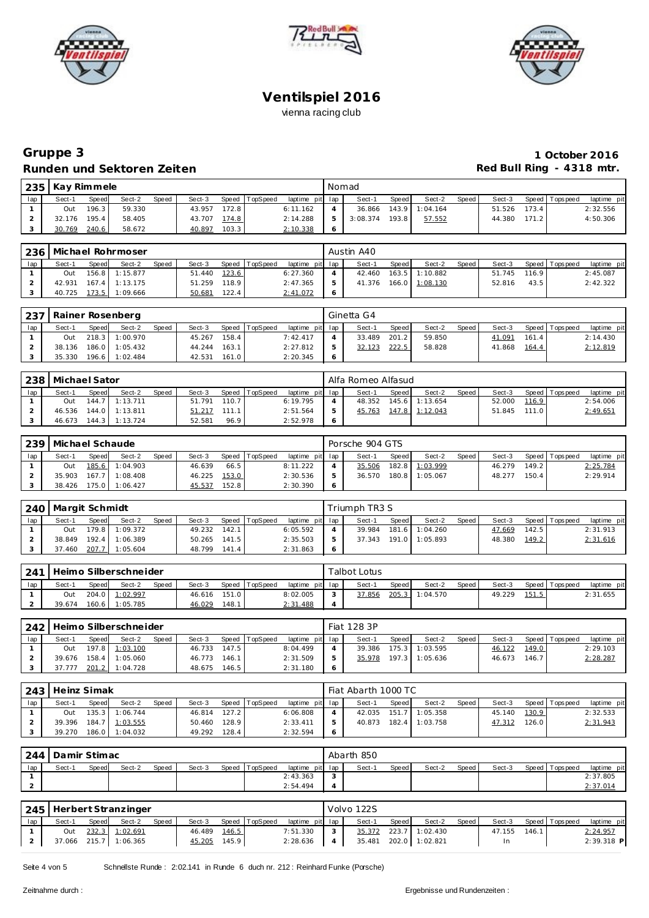# Ventilspiel 2016

vienna racing club

## Gruppe 3

**Runden und Sektoren Zeiten**

**1 October 2016**

**Red Bull Ring - 4318 mtr.**

| 235 | Kay Rimmele | | | | | | | | Nomad | | | | | | | | |
|---|---|---|---|---|---|---|---|---|---|---|---|---|---|---|---|---|---|
| lap | Sect-1 | Speed | Sect-2 | Speed | Sect-3 | Speed | TopSpeed | laptime pit | lap | Sect-1 | Speed | Sect-2 | Speed | Sect-3 | Speed | Topspeed | laptime pit |
| 1 | Out | 196.3 | 59.330 | | 43.957 | 172.8 | | 6:11.162 | 4 | 36.866 | 143.9 | 1:04.164 | | 51.526 | 173.4 | | 2:32.556 |
| 2 | 32.176 | 195.4 | 58.405 | | 43.707 | 174.8 | | 2:14.288 | 5 | 3:08.374 | 193.8 | 57.552 | | 44.380 | 171.2 | | 4:50.306 |
| 3 | 30.769 | 240.6 | 58.672 | | 40.897 | 103.3 | | 2:10.338 | 6 | | | | | | | | |

| 236 | Michael Rohrmoser | | | | | | | | Austin A40 | | | | | | | | |
|---|---|---|---|---|---|---|---|---|---|---|---|---|---|---|---|---|---|
| lap | Sect-1 | Speed | Sect-2 | Speed | Sect-3 | Speed | TopSpeed | laptime pit | lap | Sect-1 | Speed | Sect-2 | Speed | Sect-3 | Speed | Topspeed | laptime pit |
| 1 | Out | 156.8 | 1:15.877 | | 51.440 | 123.6 | | 6:27.360 | 4 | 42.460 | 163.5 | 1:10.882 | | 51.745 | 116.9 | | 2:45.087 |
| 2 | 42.931 | 167.4 | 1:13.175 | | 51.259 | 118.9 | | 2:47.365 | 5 | 41.376 | 166.0 | 1:08.130 | | 52.816 | 43.5 | | 2:42.322 |
| 3 | 40.725 | 173.5 | 1:09.666 | | 50.681 | 122.4 | | 2:41.072 | 6 | | | | | | | | |

| 237 | Rainer Rosenberg | | | | | | | | Ginetta G4 | | | | | | | | |
|---|---|---|---|---|---|---|---|---|---|---|---|---|---|---|---|---|---|
| lap | Sect-1 | Speed | Sect-2 | Speed | Sect-3 | Speed | TopSpeed | laptime pit | lap | Sect-1 | Speed | Sect-2 | Speed | Sect-3 | Speed | Topspeed | laptime pit |
| 1 | Out | 218.3 | 1:00.970 | | 45.267 | 158.4 | | 7:42.417 | 4 | 33.489 | 201.2 | 59.850 | | 41.091 | 161.4 | | 2:14.430 |
| 2 | 38.136 | 186.0 | 1:05.432 | | 44.244 | 163.1 | | 2:27.812 | 5 | 32.123 | 222.5 | 58.828 | | 41.868 | 164.4 | | 2:12.819 |
| 3 | 35.330 | 196.6 | 1:02.484 | | 42.531 | 161.0 | | 2:20.345 | 6 | | | | | | | | |

| 238 | Michael Sator | | | | | | | | Alfa Romeo Alfasud | | | | | | | | |
|---|---|---|---|---|---|---|---|---|---|---|---|---|---|---|---|---|---|
| lap | Sect-1 | Speed | Sect-2 | Speed | Sect-3 | Speed | TopSpeed | laptime pit | lap | Sect-1 | Speed | Sect-2 | Speed | Sect-3 | Speed | Topspeed | laptime pit |
| 1 | Out | 144.7 | 1:13.711 | | 51.791 | 110.7 | | 6:19.795 | 4 | 48.352 | 145.6 | 1:13.654 | | 52.000 | 116.9 | | 2:54.006 |
| 2 | 46.536 | 144.0 | 1:13.811 | | 51.217 | 111.1 | | 2:51.564 | 5 | 45.763 | 147.8 | 1:12.043 | | 51.845 | 111.0 | | 2:49.651 |
| 3 | 46.673 | 144.3 | 1:13.724 | | 52.581 | 96.9 | | 2:52.978 | 6 | | | | | | | | |

| 239 | Michael Schaude | | | | | | | | Porsche 904 GTS | | | | | | | | |
|---|---|---|---|---|---|---|---|---|---|---|---|---|---|---|---|---|---|
| lap | Sect-1 | Speed | Sect-2 | Speed | Sect-3 | Speed | TopSpeed | laptime pit | lap | Sect-1 | Speed | Sect-2 | Speed | Sect-3 | Speed | Topspeed | laptime pit |
| 1 | Out | 185.6 | 1:04.903 | | 46.639 | 66.5 | | 8:11.222 | 4 | 35.506 | 182.8 | 1:03.999 | | 46.279 | 149.2 | | 2:25.784 |
| 2 | 35.903 | 167.7 | 1:08.408 | | 46.225 | 153.0 | | 2:30.536 | 5 | 36.570 | 180.8 | 1:05.067 | | 48.277 | 150.4 | | 2:29.914 |
| 3 | 38.426 | 175.0 | 1:06.427 | | 45.537 | 152.8 | | 2:30.390 | 6 | | | | | | | | |

| 240 | Margit Schmidt | | | | | | | | Triumph TR3 S | | | | | | | | |
|---|---|---|---|---|---|---|---|---|---|---|---|---|---|---|---|---|---|
| lap | Sect-1 | Speed | Sect-2 | Speed | Sect-3 | Speed | TopSpeed | laptime pit | lap | Sect-1 | Speed | Sect-2 | Speed | Sect-3 | Speed | Topspeed | laptime pit |
| 1 | Out | 179.8 | 1:09.372 | | 49.232 | 142.1 | | 6:05.592 | 4 | 39.984 | 181.6 | 1:04.260 | | 47.669 | 142.5 | | 2:31.913 |
| 2 | 38.849 | 192.4 | 1:06.389 | | 50.265 | 141.5 | | 2:35.503 | 5 | 37.343 | 191.0 | 1:05.893 | | 48.380 | 149.2 | | 2:31.616 |
| 3 | 37.460 | 207.7 | 1:05.604 | | 48.799 | 141.4 | | 2:31.863 | 6 | | | | | | | | |

| 241 | Heimo Silberschneider | | | | | | | | Talbot Lotus | | | | | | | | |
|---|---|---|---|---|---|---|---|---|---|---|---|---|---|---|---|---|---|
| lap | Sect-1 | Speed | Sect-2 | Speed | Sect-3 | Speed | TopSpeed | laptime pit | lap | Sect-1 | Speed | Sect-2 | Speed | Sect-3 | Speed | Topspeed | laptime pit |
| 1 | Out | 204.0 | 1:02.997 | | 46.616 | 151.0 | | 8:02.005 | 3 | 37.856 | 205.3 | 1:04.570 | | 49.229 | 151.5 | | 2:31.655 |
| 2 | 39.674 | 160.6 | 1:05.785 | | 46.029 | 148.1 | | 2:31.488 | 4 | | | | | | | | |

| 242 | Heimo Silberschneider | | | | | | | | Fiat 128 3P | | | | | | | | |
|---|---|---|---|---|---|---|---|---|---|---|---|---|---|---|---|---|---|
| lap | Sect-1 | Speed | Sect-2 | Speed | Sect-3 | Speed | TopSpeed | laptime pit | lap | Sect-1 | Speed | Sect-2 | Speed | Sect-3 | Speed | Topspeed | laptime pit |
| 1 | Out | 197.8 | 1:03.100 | | 46.733 | 147.5 | | 8:04.499 | 4 | 39.386 | 175.3 | 1:03.595 | | 46.122 | 149.0 | | 2:29.103 |
| 2 | 39.676 | 158.4 | 1:05.060 | | 46.773 | 146.1 | | 2:31.509 | 5 | 35.978 | 197.3 | 1:05.636 | | 46.673 | 146.7 | | 2:28.287 |
| 3 | 37.777 | 201.2 | 1:04.728 | | 48.675 | 146.5 | | 2:31.180 | 6 | | | | | | | | |

| 243 | Heinz Simak | | | | | | | | Fiat Abarth 1000 TC | | | | | | | | |
|---|---|---|---|---|---|---|---|---|---|---|---|---|---|---|---|---|---|
| lap | Sect-1 | Speed | Sect-2 | Speed | Sect-3 | Speed | TopSpeed | laptime pit | lap | Sect-1 | Speed | Sect-2 | Speed | Sect-3 | Speed | Topspeed | laptime pit |
| 1 | Out | 135.3 | 1:06.744 | | 46.814 | 127.2 | | 6:06.808 | 4 | 42.035 | 151.7 | 1:05.358 | | 45.140 | 130.9 | | 2:32.533 |
| 2 | 39.396 | 184.7 | 1:03.555 | | 50.460 | 128.9 | | 2:33.411 | 5 | 40.873 | 182.4 | 1:03.758 | | 47.312 | 126.0 | | 2:31.943 |
| 3 | 39.270 | 186.0 | 1:04.032 | | 49.292 | 128.4 | | 2:32.594 | 6 | | | | | | | | |

| 244 | Damir Stimac | | | | | | | | Abarth 850 | | | | | | | | |
|---|---|---|---|---|---|---|---|---|---|---|---|---|---|---|---|---|---|
| lap | Sect-1 | Speed | Sect-2 | Speed | Sect-3 | Speed | TopSpeed | laptime pit | lap | Sect-1 | Speed | Sect-2 | Speed | Sect-3 | Speed | Topspeed | laptime pit |
| 1 | | | | | | | | 2:43.363 | 3 | | | | | | | | 2:37.805 |
| 2 | | | | | | | | 2:54.494 | 4 | | | | | | | | 2:37.014 |

| 245 | Herbert Stranzinger | | | | | | | | Volvo 122S | | | | | | | | |
|---|---|---|---|---|---|---|---|---|---|---|---|---|---|---|---|---|---|
| lap | Sect-1 | Speed | Sect-2 | Speed | Sect-3 | Speed | TopSpeed | laptime pit | lap | Sect-1 | Speed | Sect-2 | Speed | Sect-3 | Speed | Topspeed | laptime pit |
| 1 | Out | 232.3 | 1:02.691 | | 46.489 | 146.5 | | 7:51.330 | 3 | 35.372 | 223.7 | 1:02.430 | | 47.155 | 146.1 | | 2:24.957 |
| 2 | 37.066 | 215.7 | 1:06.365 | | 45.205 | 145.9 | | 2:28.636 | 4 | 35.481 | 202.0 | 1:02.821 | | In | | | 2:39.318 P |

Schnellste Runde : 2:02.141 in Runde 6 duch nr. 212 : Reinhard Funke (Porsche)

Zeitnahme durch :

Ergebnisse und Rundenzeiten :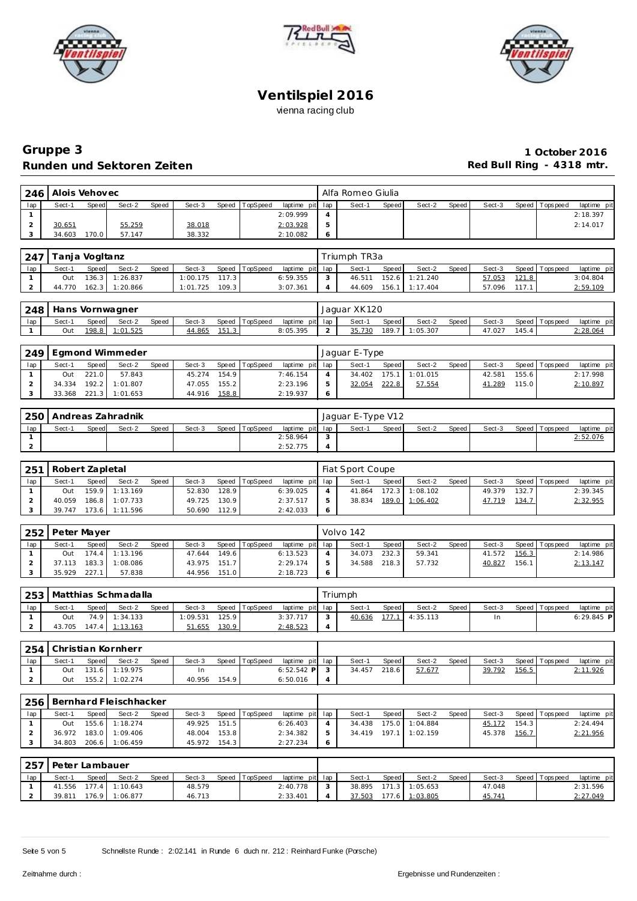# Ventilspiel 2016

vienna racing club

## Gruppe 3

**Runden und Sektoren Zeiten**

**1 October 2016**

**Red Bull Ring - 4318 mtr.**

| 246 | Alois Vehovec | | | | | | | | Alfa Romeo Giulia | | | | | | | | |
|---|---|---|---|---|---|---|---|---|---|---|---|---|---|---|---|---|---|
| lap | Sect-1 | Speed | Sect-2 | Speed | Sect-3 | Speed | TopSpeed | laptime pit | lap | Sect-1 | Speed | Sect-2 | Speed | Sect-3 | Speed | Topspeed | laptime pit |
| 1 | | | | | | | | 2:09.999 | 4 | | | | | | | | 2:18.397 |
| 2 | 30.651 | | 55.259 | | 38.018 | | | 2:03.928 | 5 | | | | | | | | 2:14.017 |
| 3 | 34.603 | 170.0 | 57.147 | | 38.332 | | | 2:10.082 | 6 | | | | | | | | |

| 247 | Tanja Vogltanz | | | | | | | | Triumph TR3a | | | | | | | | |
|---|---|---|---|---|---|---|---|---|---|---|---|---|---|---|---|---|---|
| lap | Sect-1 | Speed | Sect-2 | Speed | Sect-3 | Speed | TopSpeed | laptime pit | lap | Sect-1 | Speed | Sect-2 | Speed | Sect-3 | Speed | Topspeed | laptime pit |
| 1 | Out | 136.3 | 1:26.837 | | 1:00.175 | 117.3 | | 6:59.355 | 3 | 46.511 | 152.6 | 1:21.240 | | 57.053 | 121.8 | | 3:04.804 |
| 2 | 44.770 | 162.3 | 1:20.866 | | 1:01.725 | 109.3 | | 3:07.361 | 4 | 44.609 | 156.1 | 1:17.404 | | 57.096 | 117.1 | | 2:59.109 |

| 248 | Hans Vornwagner | | | | | | | | Jaguar XK120 | | | | | | | | |
|---|---|---|---|---|---|---|---|---|---|---|---|---|---|---|---|---|---|
| lap | Sect-1 | Speed | Sect-2 | Speed | Sect-3 | Speed | TopSpeed | laptime pit | lap | Sect-1 | Speed | Sect-2 | Speed | Sect-3 | Speed | Topspeed | laptime pit |
| 1 | Out | 198.8 | 1:01.525 | | 44.865 | 151.3 | | 8:05.395 | 2 | 35.730 | 189.7 | 1:05.307 | | 47.027 | 145.4 | | 2:28.064 |

| 249 | Egmond Wimmeder | | | | | | | | Jaguar E-Type | | | | | | | | |
|---|---|---|---|---|---|---|---|---|---|---|---|---|---|---|---|---|---|
| lap | Sect-1 | Speed | Sect-2 | Speed | Sect-3 | Speed | TopSpeed | laptime pit | lap | Sect-1 | Speed | Sect-2 | Speed | Sect-3 | Speed | Topspeed | laptime pit |
| 1 | Out | 221.0 | 57.843 | | 45.274 | 154.9 | | 7:46.154 | 4 | 34.402 | 175.1 | 1:01.015 | | 42.581 | 155.6 | | 2:17.998 |
| 2 | 34.334 | 192.2 | 1:01.807 | | 47.055 | 155.2 | | 2:23.196 | 5 | 32.054 | 222.8 | 57.554 | | 41.289 | 115.0 | | 2:10.897 |
| 3 | 33.368 | 221.3 | 1:01.653 | | 44.916 | 158.8 | | 2:19.937 | 6 | | | | | | | | |

| 250 | Andreas Zahradnik | | | | | | | | Jaguar E-Type V12 | | | | | | | | |
|---|---|---|---|---|---|---|---|---|---|---|---|---|---|---|---|---|---|
| lap | Sect-1 | Speed | Sect-2 | Speed | Sect-3 | Speed | TopSpeed | laptime pit | lap | Sect-1 | Speed | Sect-2 | Speed | Sect-3 | Speed | Topspeed | laptime pit |
| 1 | | | | | | | | 2:58.964 | 3 | | | | | | | | 2:52.076 |
| 2 | | | | | | | | 2:52.775 | 4 | | | | | | | | |

| 251 | Robert Zapletal | | | | | | | | Fiat Sport Coupe | | | | | | | | |
|---|---|---|---|---|---|---|---|---|---|---|---|---|---|---|---|---|---|
| lap | Sect-1 | Speed | Sect-2 | Speed | Sect-3 | Speed | TopSpeed | laptime pit | lap | Sect-1 | Speed | Sect-2 | Speed | Sect-3 | Speed | Topspeed | laptime pit |
| 1 | Out | 159.9 | 1:13.169 | | 52.830 | 128.9 | | 6:39.025 | 4 | 41.864 | 172.3 | 1:08.102 | | 49.379 | 132.7 | | 2:39.345 |
| 2 | 40.059 | 186.8 | 1:07.733 | | 49.725 | 130.9 | | 2:37.517 | 5 | 38.834 | 189.0 | 1:06.402 | | 47.719 | 134.7 | | 2:32.955 |
| 3 | 39.747 | 173.6 | 1:11.596 | | 50.690 | 112.9 | | 2:42.033 | 6 | | | | | | | | |

| 252 | Peter Mayer | | | | | | | | Volvo 142 | | | | | | | | |
|---|---|---|---|---|---|---|---|---|---|---|---|---|---|---|---|---|---|
| lap | Sect-1 | Speed | Sect-2 | Speed | Sect-3 | Speed | TopSpeed | laptime pit | lap | Sect-1 | Speed | Sect-2 | Speed | Sect-3 | Speed | Topspeed | laptime pit |
| 1 | Out | 174.4 | 1:13.196 | | 47.644 | 149.6 | | 6:13.523 | 4 | 34.073 | 232.3 | 59.341 | | 41.572 | 156.3 | | 2:14.986 |
| 2 | 37.113 | 183.3 | 1:08.086 | | 43.975 | 151.7 | | 2:29.174 | 5 | 34.588 | 218.3 | 57.732 | | 40.827 | 156.1 | | 2:13.147 |
| 3 | 35.929 | 227.1 | 57.838 | | 44.956 | 151.0 | | 2:18.723 | 6 | | | | | | | | |

| 253 | Matthias Schmadalla | | | | | | | | Triumph | | | | | | | | |
|---|---|---|---|---|---|---|---|---|---|---|---|---|---|---|---|---|---|
| lap | Sect-1 | Speed | Sect-2 | Speed | Sect-3 | Speed | TopSpeed | laptime pit | lap | Sect-1 | Speed | Sect-2 | Speed | Sect-3 | Speed | Topspeed | laptime pit |
| 1 | Out | 74.9 | 1:34.133 | | 1:09.531 | 125.9 | | 3:37.717 | 3 | 40.636 | 177.1 | 4:35.113 | | In | | | 6:29.845 P |
| 2 | 43.705 | 147.4 | 1:13.163 | | 51.655 | 130.9 | | 2:48.523 | 4 | | | | | | | | |

| 254 | Christian Kornherr | | | | | | | | | | | | | | | | |
|---|---|---|---|---|---|---|---|---|---|---|---|---|---|---|---|---|---|
| lap | Sect-1 | Speed | Sect-2 | Speed | Sect-3 | Speed | TopSpeed | laptime pit | lap | Sect-1 | Speed | Sect-2 | Speed | Sect-3 | Speed | Topspeed | laptime pit |
| 1 | Out | 131.6 | 1:19.975 | | In | | | 6:52.542 P | 3 | 34.457 | 218.6 | 57.677 | | 39.792 | 156.5 | | 2:11.926 |
| 2 | Out | 155.2 | 1:02.274 | | 40.956 | 154.9 | | 6:50.016 | 4 | | | | | | | | |

| 256 | Bernhard Fleischhacker | | | | | | | | | | | | | | | | |
|---|---|---|---|---|---|---|---|---|---|---|---|---|---|---|---|---|---|
| lap | Sect-1 | Speed | Sect-2 | Speed | Sect-3 | Speed | TopSpeed | laptime pit | lap | Sect-1 | Speed | Sect-2 | Speed | Sect-3 | Speed | Topspeed | laptime pit |
| 1 | Out | 155.6 | 1:18.274 | | 49.925 | 151.5 | | 6:26.403 | 4 | 34.438 | 175.0 | 1:04.884 | | 45.172 | 154.3 | | 2:24.494 |
| 2 | 36.972 | 183.0 | 1:09.406 | | 48.004 | 153.8 | | 2:34.382 | 5 | 34.419 | 197.1 | 1:02.159 | | 45.378 | 156.7 | | 2:21.956 |
| 3 | 34.803 | 206.6 | 1:06.459 | | 45.972 | 154.3 | | 2:27.234 | 6 | | | | | | | | |

| 257 | Peter Lambauer | | | | | | | | | | | | | | | | |
|---|---|---|---|---|---|---|---|---|---|---|---|---|---|---|---|---|---|
| lap | Sect-1 | Speed | Sect-2 | Speed | Sect-3 | Speed | TopSpeed | laptime pit | lap | Sect-1 | Speed | Sect-2 | Speed | Sect-3 | Speed | Topspeed | laptime pit |
| 1 | 41.556 | 177.4 | 1:10.643 | | 48.579 | | | 2:40.778 | 3 | 38.895 | 171.3 | 1:05.653 | | 47.048 | | | 2:31.596 |
| 2 | 39.811 | 176.9 | 1:06.877 | | 46.713 | | | 2:33.401 | 4 | 37.503 | 177.6 | 1:03.805 | | 45.741 | | | 2:27.049 |

Schnellste Runde : 2:02.141 in Runde 6 duch nr. 212 : Reinhard Funke (Porsche)

Zeitnahme durch :

Ergebnisse und Rundenzeiten :